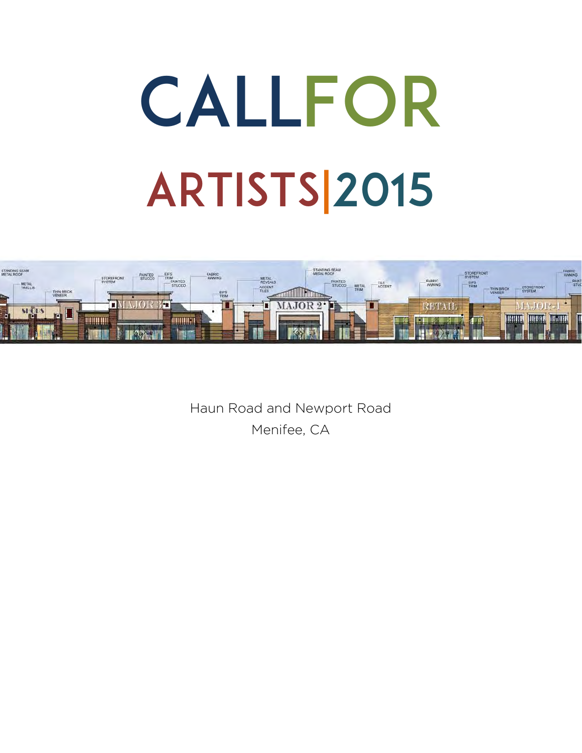# CALLFOR

# ARTISTS|2015

Haun Road and Newport Road
Menifee, CA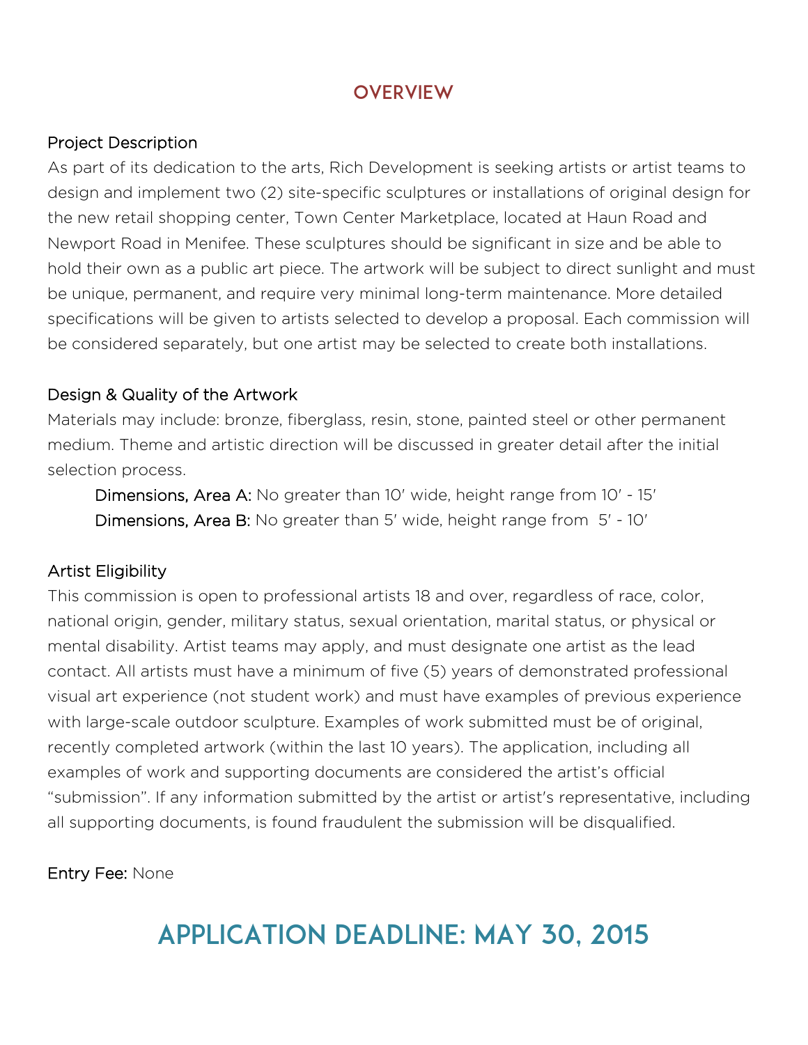## OVERVIEW

### Project Description

As part of its dedication to the arts, Rich Development is seeking artists or artist teams to design and implement two (2) site-specific sculptures or installations of original design for the new retail shopping center, Town Center Marketplace, located at Haun Road and Newport Road in Menifee. These sculptures should be significant in size and be able to hold their own as a public art piece. The artwork will be subject to direct sunlight and must be unique, permanent, and require very minimal long-term maintenance. More detailed specifications will be given to artists selected to develop a proposal. Each commission will be considered separately, but one artist may be selected to create both installations.

### Design & Quality of the Artwork

Materials may include: bronze, fiberglass, resin, stone, painted steel or other permanent medium. Theme and artistic direction will be discussed in greater detail after the initial selection process.

> **Dimensions, Area A:** No greater than 10′ wide, height range from 10′ - 15′
> **Dimensions, Area B:** No greater than 5′ wide, height range from 5′ - 10′

### Artist Eligibility

This commission is open to professional artists 18 and over, regardless of race, color, national origin, gender, military status, sexual orientation, marital status, or physical or mental disability. Artist teams may apply, and must designate one artist as the lead contact. All artists must have a minimum of five (5) years of demonstrated professional visual art experience (not student work) and must have examples of previous experience with large-scale outdoor sculpture. Examples of work submitted must be of original, recently completed artwork (within the last 10 years). The application, including all examples of work and supporting documents are considered the artist's official "submission". If any information submitted by the artist or artist's representative, including all supporting documents, is found fraudulent the submission will be disqualified.

**Entry Fee:** None

## APPLICATION DEADLINE: MAY 30, 2015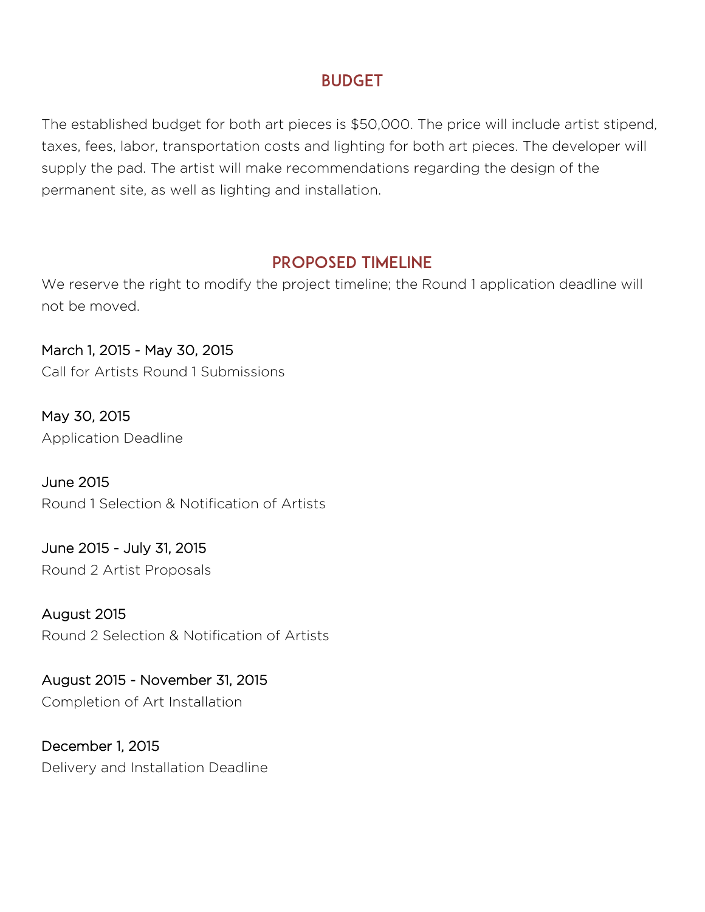## BUDGET

The established budget for both art pieces is $50,000. The price will include artist stipend, taxes, fees, labor, transportation costs and lighting for both art pieces. The developer will supply the pad. The artist will make recommendations regarding the design of the permanent site, as well as lighting and installation.

## PROPOSED TIMELINE

We reserve the right to modify the project timeline; the Round 1 application deadline will not be moved.

March 1, 2015 - May 30, 2015
Call for Artists Round 1 Submissions

May 30, 2015
Application Deadline

June 2015
Round 1 Selection & Notification of Artists

June 2015 - July 31, 2015
Round 2 Artist Proposals

August 2015
Round 2 Selection & Notification of Artists

August 2015 - November 31, 2015
Completion of Art Installation

December 1, 2015
Delivery and Installation Deadline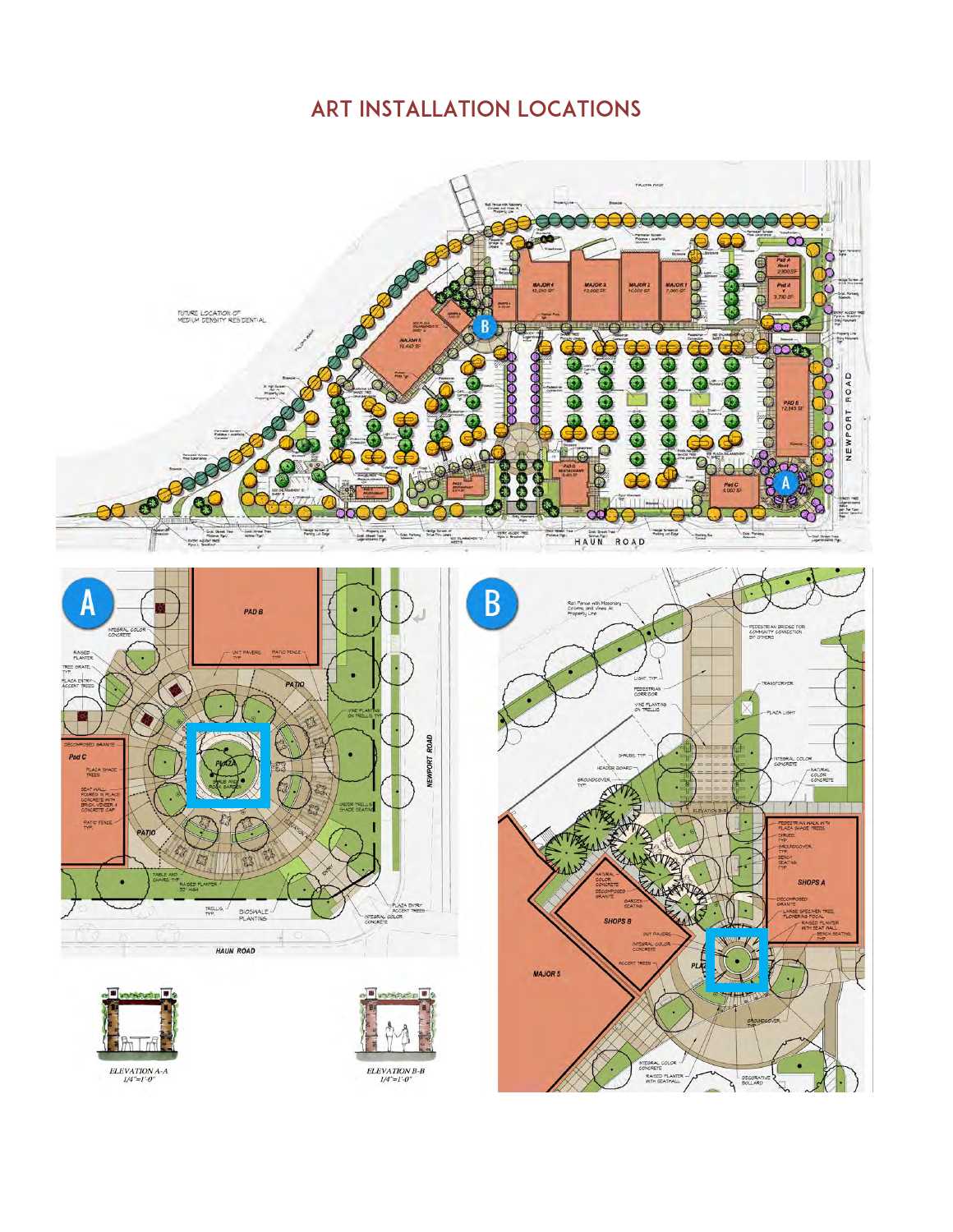# ART INSTALLATION LOCATIONS

ELEVATION A-A
1/4"=1'-0"

ELEVATION B-B
1/4"=1'-0"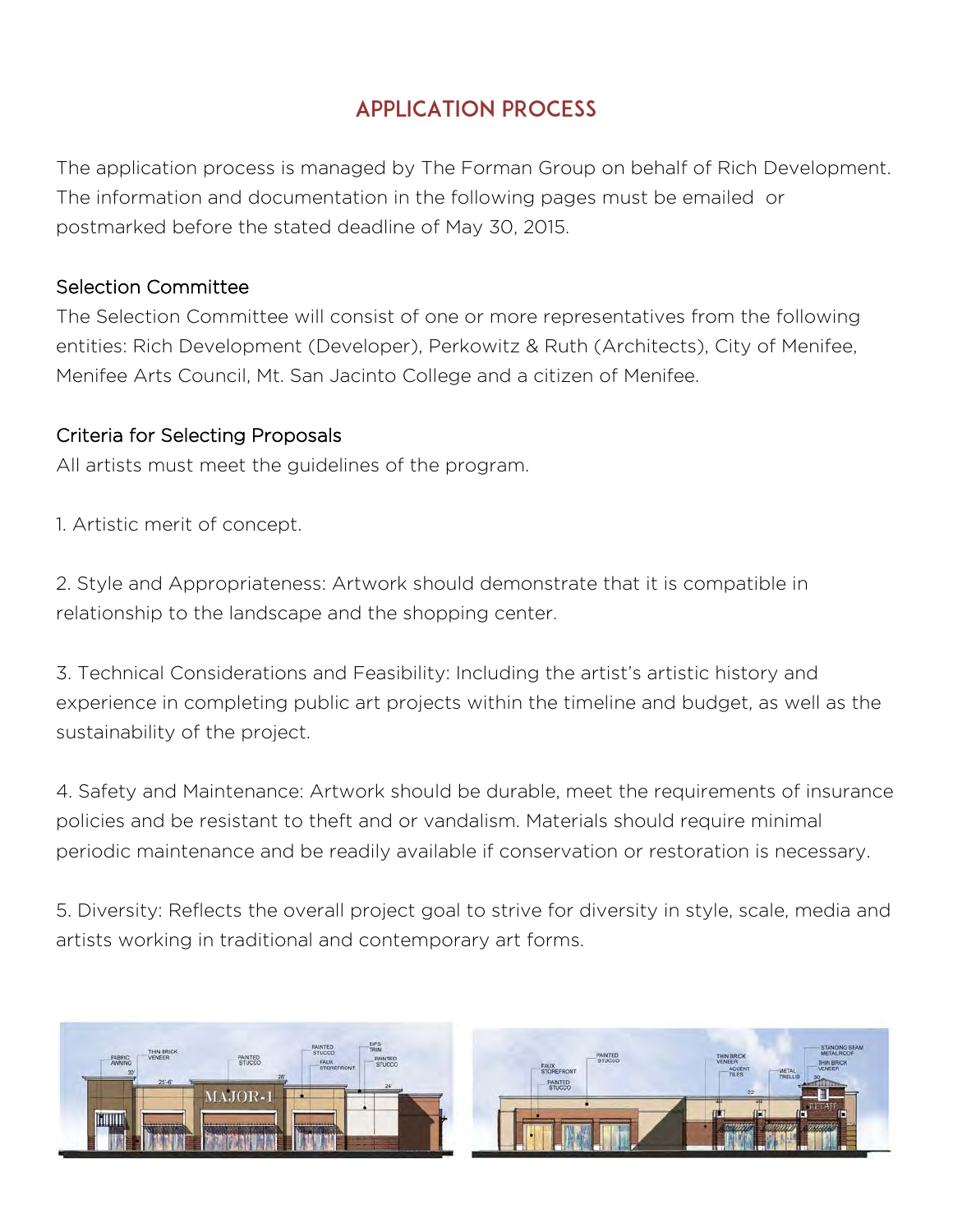# APPLICATION PROCESS

The application process is managed by The Forman Group on behalf of Rich Development. The information and documentation in the following pages must be emailed or postmarked before the stated deadline of May 30, 2015.

## Selection Committee

The Selection Committee will consist of one or more representatives from the following entities: Rich Development (Developer), Perkowitz & Ruth (Architects), City of Menifee, Menifee Arts Council, Mt. San Jacinto College and a citizen of Menifee.

## Criteria for Selecting Proposals

All artists must meet the guidelines of the program.

1. Artistic merit of concept.

2. Style and Appropriateness: Artwork should demonstrate that it is compatible in relationship to the landscape and the shopping center.

3. Technical Considerations and Feasibility: Including the artist's artistic history and experience in completing public art projects within the timeline and budget, as well as the sustainability of the project.

4. Safety and Maintenance: Artwork should be durable, meet the requirements of insurance policies and be resistant to theft and or vandalism. Materials should require minimal periodic maintenance and be readily available if conservation or restoration is necessary.

5. Diversity: Reflects the overall project goal to strive for diversity in style, scale, media and artists working in traditional and contemporary art forms.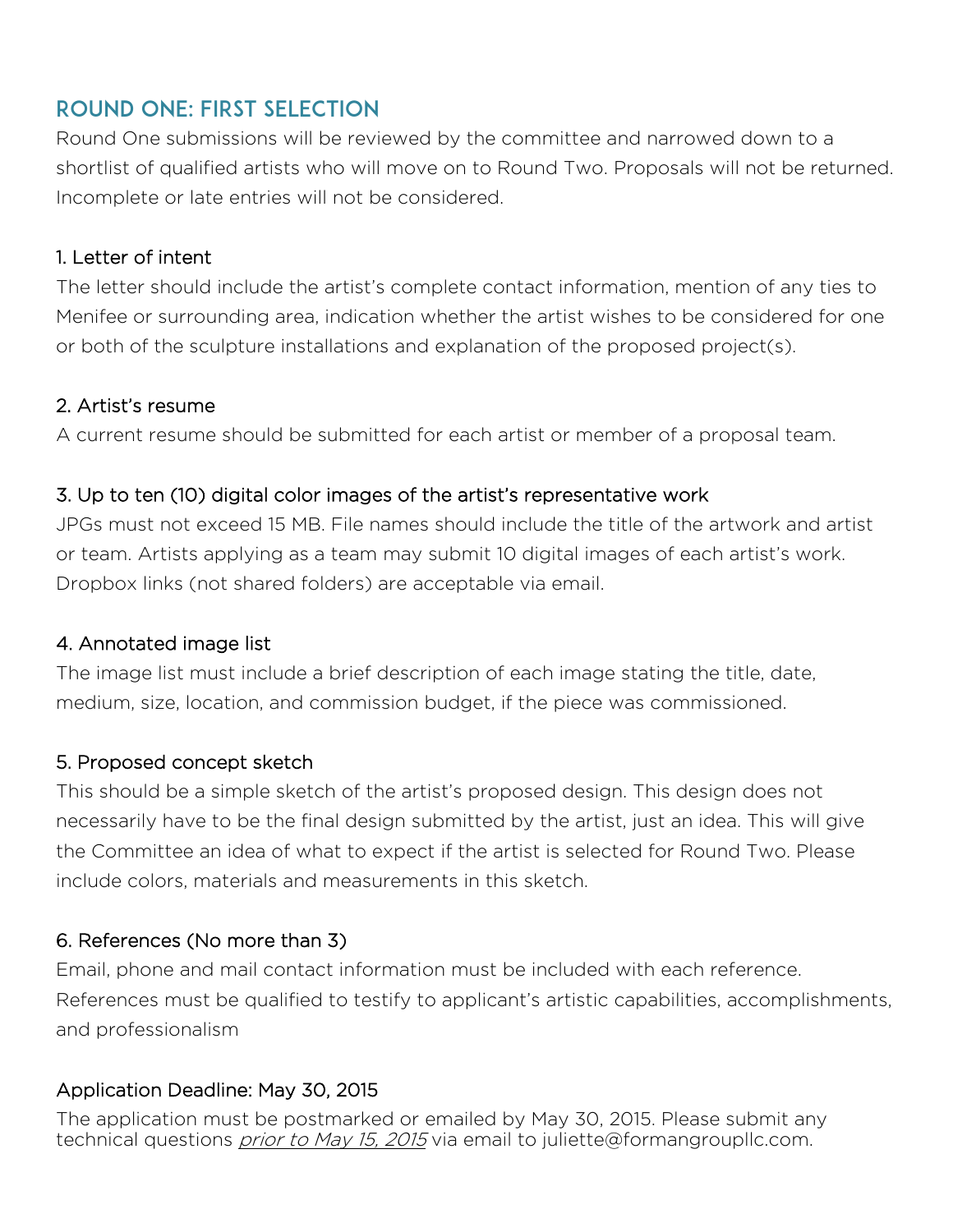## ROUND ONE: FIRST SELECTION

Round One submissions will be reviewed by the committee and narrowed down to a shortlist of qualified artists who will move on to Round Two. Proposals will not be returned. Incomplete or late entries will not be considered.

### 1. Letter of intent

The letter should include the artist's complete contact information, mention of any ties to Menifee or surrounding area, indication whether the artist wishes to be considered for one or both of the sculpture installations and explanation of the proposed project(s).

### 2. Artist's resume

A current resume should be submitted for each artist or member of a proposal team.

### 3. Up to ten (10) digital color images of the artist's representative work

JPGs must not exceed 15 MB. File names should include the title of the artwork and artist or team. Artists applying as a team may submit 10 digital images of each artist's work. Dropbox links (not shared folders) are acceptable via email.

### 4. Annotated image list

The image list must include a brief description of each image stating the title, date, medium, size, location, and commission budget, if the piece was commissioned.

### 5. Proposed concept sketch

This should be a simple sketch of the artist's proposed design. This design does not necessarily have to be the final design submitted by the artist, just an idea. This will give the Committee an idea of what to expect if the artist is selected for Round Two. Please include colors, materials and measurements in this sketch.

### 6. References (No more than 3)

Email, phone and mail contact information must be included with each reference. References must be qualified to testify to applicant's artistic capabilities, accomplishments, and professionalism

### Application Deadline: May 30, 2015

The application must be postmarked or emailed by May 30, 2015. Please submit any technical questions *prior to May 15, 2015* via email to juliette@formangroupllc.com.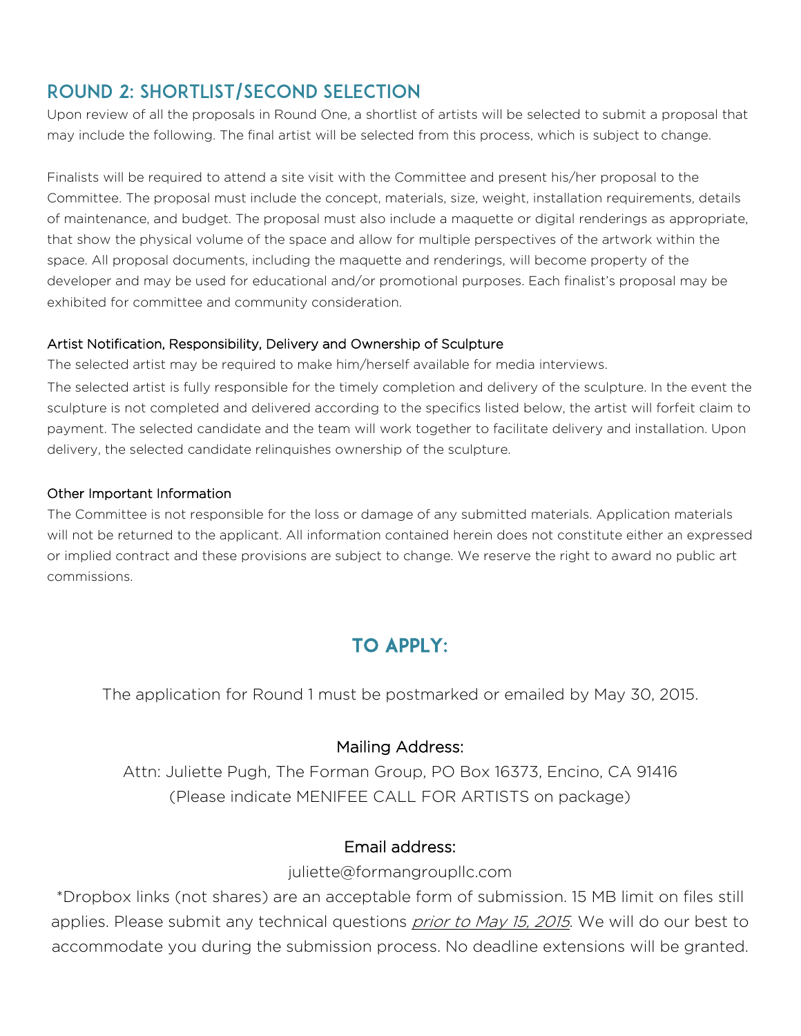## ROUND 2: SHORTLIST/SECOND SELECTION

Upon review of all the proposals in Round One, a shortlist of artists will be selected to submit a proposal that may include the following. The final artist will be selected from this process, which is subject to change.

Finalists will be required to attend a site visit with the Committee and present his/her proposal to the Committee. The proposal must include the concept, materials, size, weight, installation requirements, details of maintenance, and budget. The proposal must also include a maquette or digital renderings as appropriate, that show the physical volume of the space and allow for multiple perspectives of the artwork within the space. All proposal documents, including the maquette and renderings, will become property of the developer and may be used for educational and/or promotional purposes. Each finalist's proposal may be exhibited for committee and community consideration.

### Artist Notification, Responsibility, Delivery and Ownership of Sculpture

The selected artist may be required to make him/herself available for media interviews.

The selected artist is fully responsible for the timely completion and delivery of the sculpture. In the event the sculpture is not completed and delivered according to the specifics listed below, the artist will forfeit claim to payment. The selected candidate and the team will work together to facilitate delivery and installation. Upon delivery, the selected candidate relinquishes ownership of the sculpture.

### Other Important Information

The Committee is not responsible for the loss or damage of any submitted materials. Application materials will not be returned to the applicant. All information contained herein does not constitute either an expressed or implied contract and these provisions are subject to change. We reserve the right to award no public art commissions.

## TO APPLY:

The application for Round 1 must be postmarked or emailed by May 30, 2015.

### Mailing Address:

Attn: Juliette Pugh, The Forman Group, PO Box 16373, Encino, CA 91416
(Please indicate MENIFEE CALL FOR ARTISTS on package)

### Email address:

juliette@formangroupllc.com

*Dropbox links (not shares) are an acceptable form of submission. 15 MB limit on files still applies. Please submit any technical questions *prior to May 15, 2015*. We will do our best to accommodate you during the submission process. No deadline extensions will be granted.